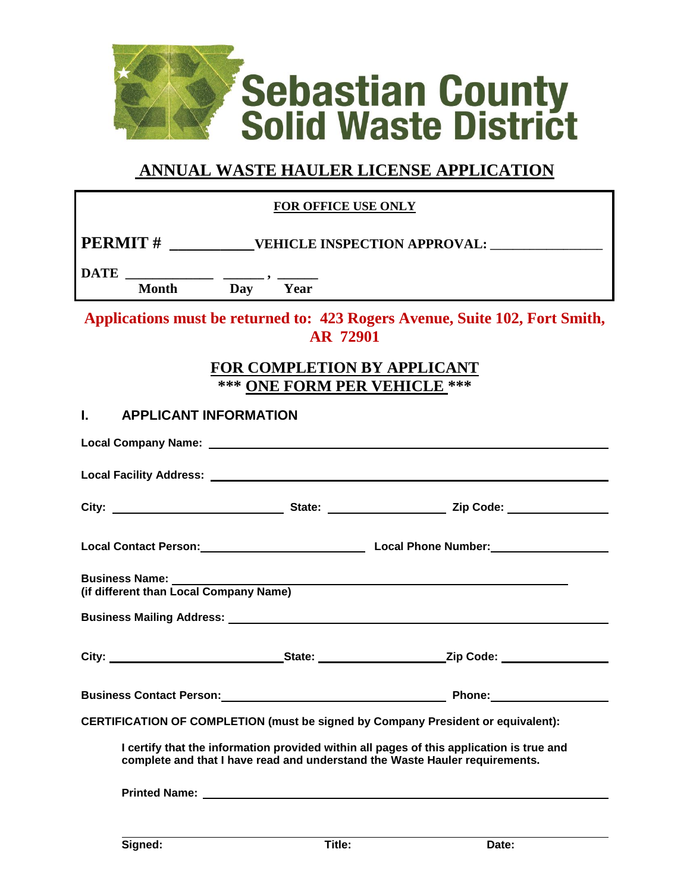# Sebastian County Solid Waste District

## ANNUAL WASTE HAULER LICENSE APPLICATION

**FOR OFFICE USE ONLY**

**PERMIT #** ___________ **VEHICLE INSPECTION APPROVAL:** ________________

**DATE** ____________ ______ , ______
**Month** **Day** **Year**

**Applications must be returned to: 423 Rogers Avenue, Suite 102, Fort Smith, AR 72901**

**FOR COMPLETION BY APPLICANT**

**\*\*\* ONE FORM PER VEHICLE \*\*\***

## I. APPLICANT INFORMATION

**Local Company Name:** ____________________________________________

**Local Facility Address:** ____________________________________________

**City:** ____________________ **State:** ______________ **Zip Code:** ____________

**Local Contact Person:** ____________________ **Local Phone Number:** ______________

**Business Name:** ____________________________________________
**(if different than Local Company Name)**

**Business Mailing Address:** ____________________________________________

**City:** ____________________ **State:** ______________ **Zip Code:** ____________

**Business Contact Person:** ________________________ **Phone:** ______________

**CERTIFICATION OF COMPLETION (must be signed by Company President or equivalent):**

**I certify that the information provided within all pages of this application is true and complete and that I have read and understand the Waste Hauler requirements.**

**Printed Name:** ____________________________________________

____________________________________________

**Signed:** **Title:** **Date:**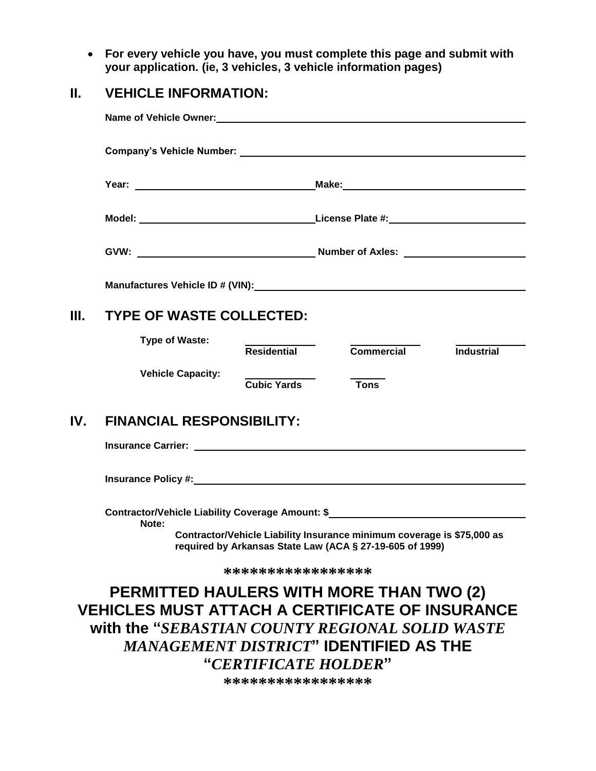- **For every vehicle you have, you must complete this page and submit with your application. (ie, 3 vehicles, 3 vehicle information pages)**

## II. VEHICLE INFORMATION:

**Name of Vehicle Owner:** ____________________

**Company's Vehicle Number:** ____________________

**Year:** ____________________ **Make:** ____________________

**Model:** ____________________ **License Plate #:** ____________________

**GVW:** ____________________ **Number of Axles:** ____________________

**Manufactures Vehicle ID # (VIN):** ____________________

## III. TYPE OF WASTE COLLECTED:

**Type of Waste:** ________ **Residential** ________ **Commercial** ________ **Industrial**

**Vehicle Capacity:** ________ **Cubic Yards** ________ **Tons**

## IV. FINANCIAL RESPONSIBILITY:

**Insurance Carrier:** ____________________

**Insurance Policy #:** ____________________

**Contractor/Vehicle Liability Coverage Amount: $** ____________________

**Note:**

**Contractor/Vehicle Liability Insurance minimum coverage is $75,000 as required by Arkansas State Law (ACA § 27-19-605 of 1999)**

**\*\*\*\*\*\*\*\*\*\*\*\*\*\*\*\*\***

**PERMITTED HAULERS WITH MORE THAN TWO (2) VEHICLES MUST ATTACH A CERTIFICATE OF INSURANCE with the "*SEBASTIAN COUNTY REGIONAL SOLID WASTE MANAGEMENT DISTRICT*" IDENTIFIED AS THE "*CERTIFICATE HOLDER*"**

**\*\*\*\*\*\*\*\*\*\*\*\*\*\*\*\*\***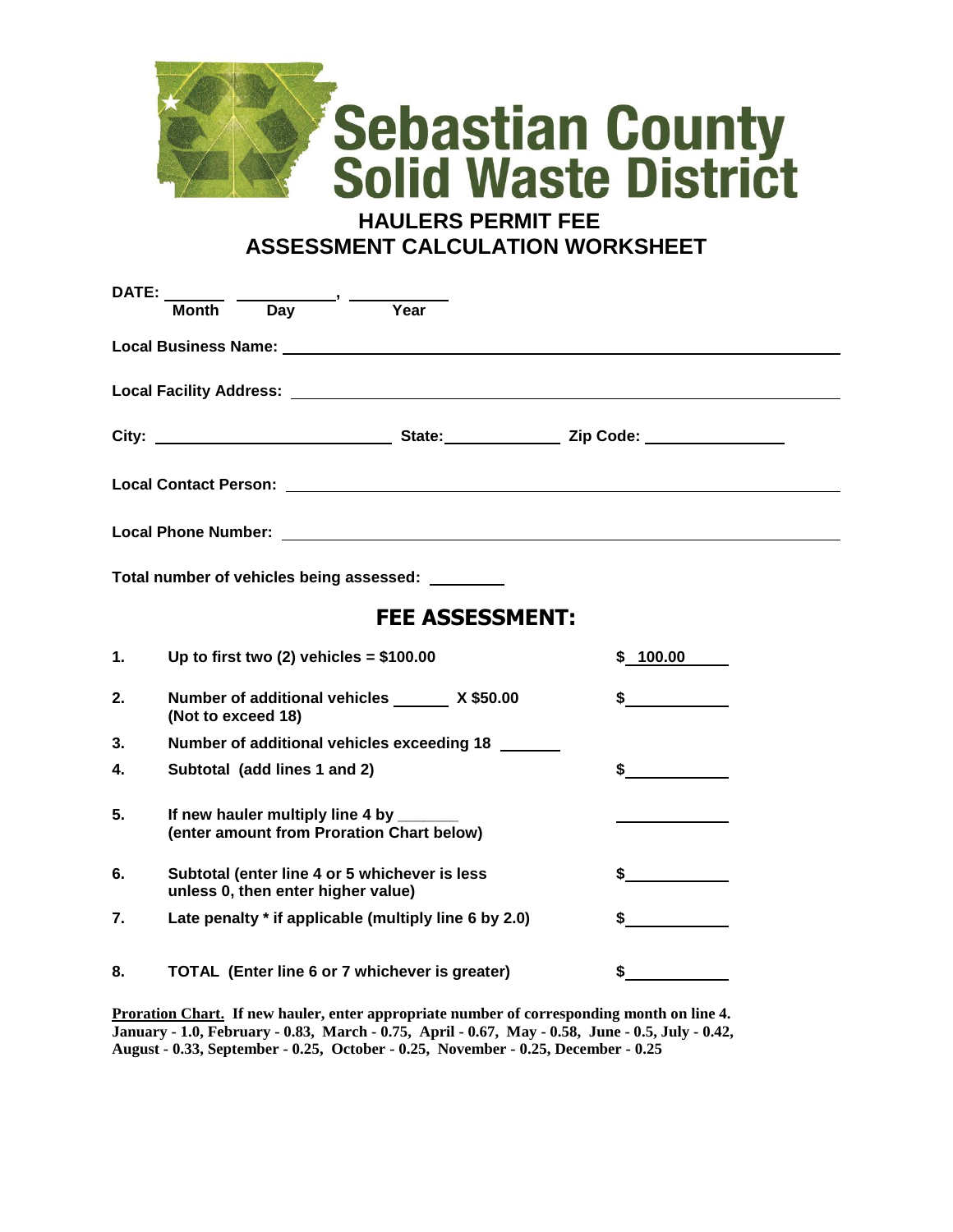# Sebastian County Solid Waste District

## HAULERS PERMIT FEE ASSESSMENT CALCULATION WORKSHEET

**DATE:** ______ __________, __________
**Month** **Day** **Year**

**Local Business Name:** ____________________________________________

**Local Facility Address:** ____________________________________________

**City:** ______________________ **State:** ____________ **Zip Code:** ______________

**Local Contact Person:** ____________________________________________

**Local Phone Number:** ____________________________________________

**Total number of vehicles being assessed:** ________

## FEE ASSESSMENT:

| | | |
|---|---|---|
| **1.** | **Up to first two (2) vehicles = $100.00** | **$ 100.00** |
| **2.** | **Number of additional vehicles ______ X $50.00 (Not to exceed 18)** | **$__________** |
| **3.** | **Number of additional vehicles exceeding 18 ______** | |
| **4.** | **Subtotal (add lines 1 and 2)** | **$__________** |
| **5.** | **If new hauler multiply line 4 by ______ (enter amount from Proration Chart below)** | __________ |
| **6.** | **Subtotal (enter line 4 or 5 whichever is less unless 0, then enter higher value)** | **$__________** |
| **7.** | **Late penalty * if applicable (multiply line 6 by 2.0)** | **$__________** |
| **8.** | **TOTAL (Enter line 6 or 7 whichever is greater)** | **$__________** |

**Proration Chart. If new hauler, enter appropriate number of corresponding month on line 4. January - 1.0, February - 0.83, March - 0.75, April - 0.67, May - 0.58, June - 0.5, July - 0.42, August - 0.33, September - 0.25, October - 0.25, November - 0.25, December - 0.25**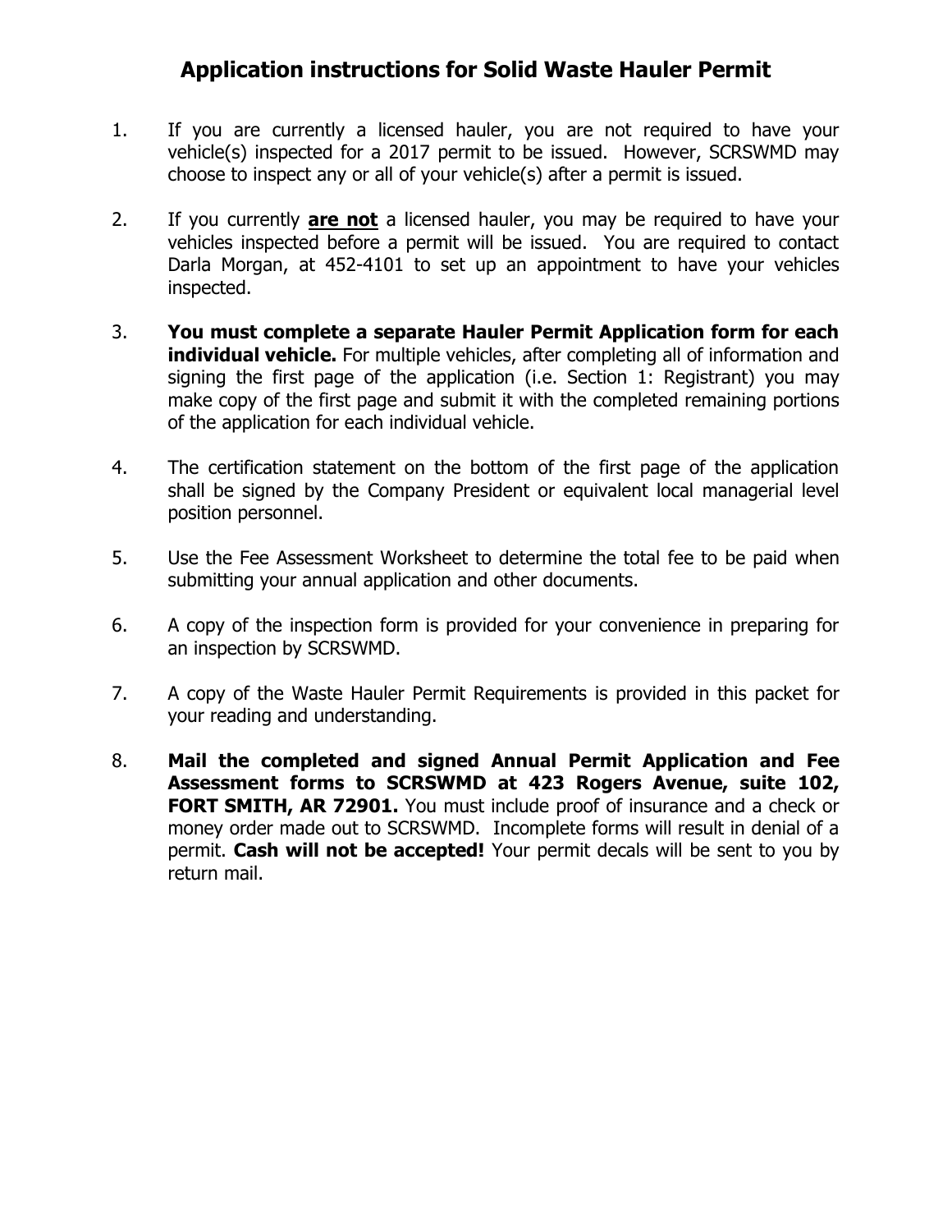# Application instructions for Solid Waste Hauler Permit

1. If you are currently a licensed hauler, you are not required to have your vehicle(s) inspected for a 2017 permit to be issued. However, SCRSWMD may choose to inspect any or all of your vehicle(s) after a permit is issued.

2. If you currently **<u>are not</u>** a licensed hauler, you may be required to have your vehicles inspected before a permit will be issued. You are required to contact Darla Morgan, at 452-4101 to set up an appointment to have your vehicles inspected.

3. **You must complete a separate Hauler Permit Application form for each individual vehicle.** For multiple vehicles, after completing all of information and signing the first page of the application (i.e. Section 1: Registrant) you may make copy of the first page and submit it with the completed remaining portions of the application for each individual vehicle.

4. The certification statement on the bottom of the first page of the application shall be signed by the Company President or equivalent local managerial level position personnel.

5. Use the Fee Assessment Worksheet to determine the total fee to be paid when submitting your annual application and other documents.

6. A copy of the inspection form is provided for your convenience in preparing for an inspection by SCRSWMD.

7. A copy of the Waste Hauler Permit Requirements is provided in this packet for your reading and understanding.

8. **Mail the completed and signed Annual Permit Application and Fee Assessment forms to SCRSWMD at 423 Rogers Avenue, suite 102, FORT SMITH, AR 72901.** You must include proof of insurance and a check or money order made out to SCRSWMD. Incomplete forms will result in denial of a permit. **Cash will not be accepted!** Your permit decals will be sent to you by return mail.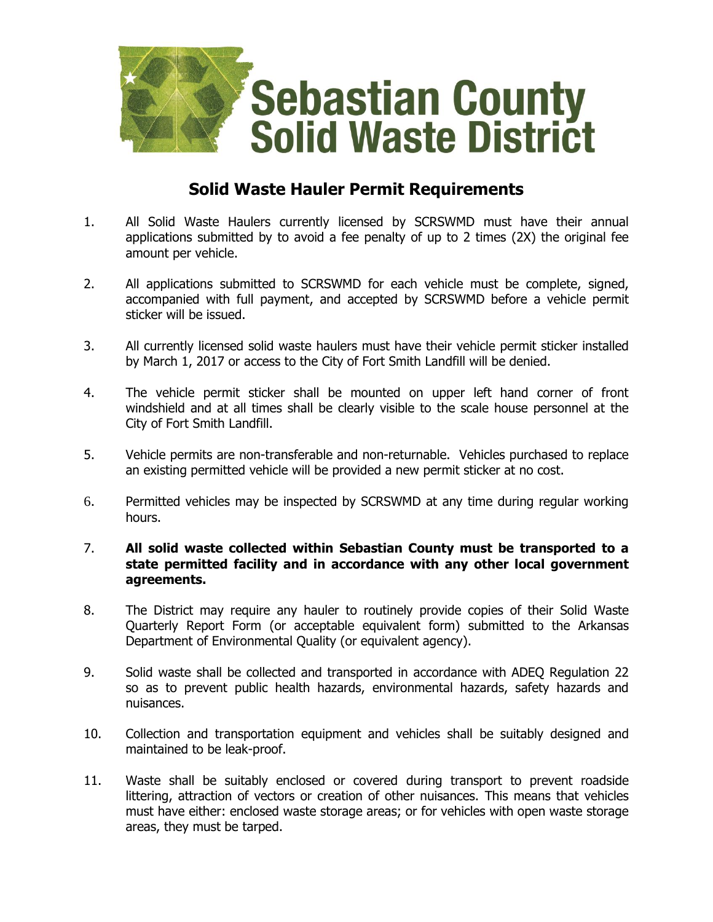# Sebastian County Solid Waste District

## Solid Waste Hauler Permit Requirements

1. All Solid Waste Haulers currently licensed by SCRSWMD must have their annual applications submitted by to avoid a fee penalty of up to 2 times (2X) the original fee amount per vehicle.

2. All applications submitted to SCRSWMD for each vehicle must be complete, signed, accompanied with full payment, and accepted by SCRSWMD before a vehicle permit sticker will be issued.

3. All currently licensed solid waste haulers must have their vehicle permit sticker installed by March 1, 2017 or access to the City of Fort Smith Landfill will be denied.

4. The vehicle permit sticker shall be mounted on upper left hand corner of front windshield and at all times shall be clearly visible to the scale house personnel at the City of Fort Smith Landfill.

5. Vehicle permits are non-transferable and non-returnable. Vehicles purchased to replace an existing permitted vehicle will be provided a new permit sticker at no cost.

6. Permitted vehicles may be inspected by SCRSWMD at any time during regular working hours.

7. **All solid waste collected within Sebastian County must be transported to a state permitted facility and in accordance with any other local government agreements.**

8. The District may require any hauler to routinely provide copies of their Solid Waste Quarterly Report Form (or acceptable equivalent form) submitted to the Arkansas Department of Environmental Quality (or equivalent agency).

9. Solid waste shall be collected and transported in accordance with ADEQ Regulation 22 so as to prevent public health hazards, environmental hazards, safety hazards and nuisances.

10. Collection and transportation equipment and vehicles shall be suitably designed and maintained to be leak-proof.

11. Waste shall be suitably enclosed or covered during transport to prevent roadside littering, attraction of vectors or creation of other nuisances. This means that vehicles must have either: enclosed waste storage areas; or for vehicles with open waste storage areas, they must be tarped.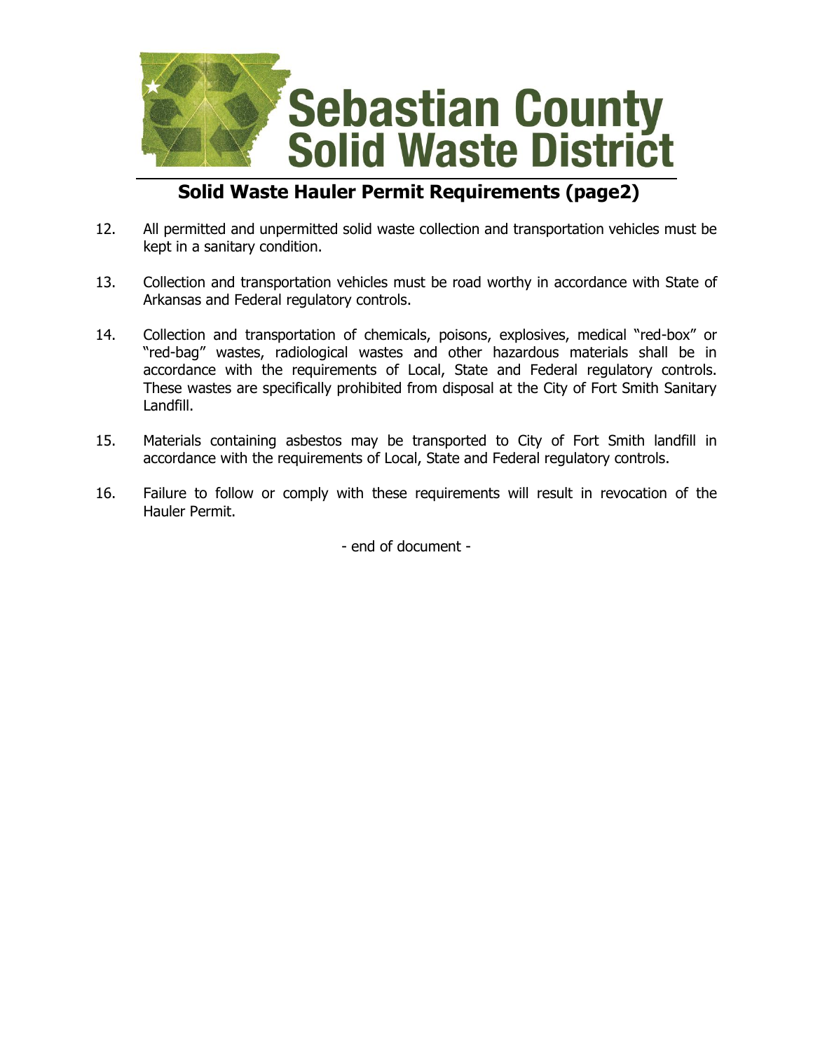# Sebastian County Solid Waste District

## Solid Waste Hauler Permit Requirements (page2)

12. All permitted and unpermitted solid waste collection and transportation vehicles must be kept in a sanitary condition.

13. Collection and transportation vehicles must be road worthy in accordance with State of Arkansas and Federal regulatory controls.

14. Collection and transportation of chemicals, poisons, explosives, medical "red-box" or "red-bag" wastes, radiological wastes and other hazardous materials shall be in accordance with the requirements of Local, State and Federal regulatory controls. These wastes are specifically prohibited from disposal at the City of Fort Smith Sanitary Landfill.

15. Materials containing asbestos may be transported to City of Fort Smith landfill in accordance with the requirements of Local, State and Federal regulatory controls.

16. Failure to follow or comply with these requirements will result in revocation of the Hauler Permit.

- end of document -